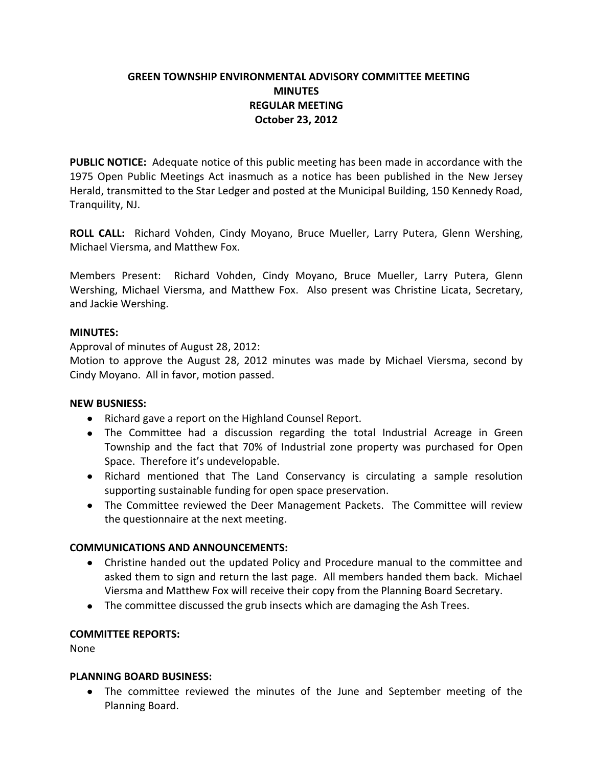# GREEN TOWNSHIP ENVIRONMENTAL ADVISORY COMMITTEE MEETING
## MINUTES
## REGULAR MEETING
## October 23, 2012

**PUBLIC NOTICE:** Adequate notice of this public meeting has been made in accordance with the 1975 Open Public Meetings Act inasmuch as a notice has been published in the New Jersey Herald, transmitted to the Star Ledger and posted at the Municipal Building, 150 Kennedy Road, Tranquility, NJ.

**ROLL CALL:** Richard Vohden, Cindy Moyano, Bruce Mueller, Larry Putera, Glenn Wershing, Michael Viersma, and Matthew Fox.

Members Present: Richard Vohden, Cindy Moyano, Bruce Mueller, Larry Putera, Glenn Wershing, Michael Viersma, and Matthew Fox. Also present was Christine Licata, Secretary, and Jackie Wershing.

**MINUTES:**

Approval of minutes of August 28, 2012:

Motion to approve the August 28, 2012 minutes was made by Michael Viersma, second by Cindy Moyano. All in favor, motion passed.

**NEW BUSNIESS:**

- Richard gave a report on the Highland Counsel Report.
- The Committee had a discussion regarding the total Industrial Acreage in Green Township and the fact that 70% of Industrial zone property was purchased for Open Space. Therefore it's undevelopable.
- Richard mentioned that The Land Conservancy is circulating a sample resolution supporting sustainable funding for open space preservation.
- The Committee reviewed the Deer Management Packets. The Committee will review the questionnaire at the next meeting.

**COMMUNICATIONS AND ANNOUNCEMENTS:**

- Christine handed out the updated Policy and Procedure manual to the committee and asked them to sign and return the last page. All members handed them back. Michael Viersma and Matthew Fox will receive their copy from the Planning Board Secretary.
- The committee discussed the grub insects which are damaging the Ash Trees.

**COMMITTEE REPORTS:**

None

**PLANNING BOARD BUSINESS:**

- The committee reviewed the minutes of the June and September meeting of the Planning Board.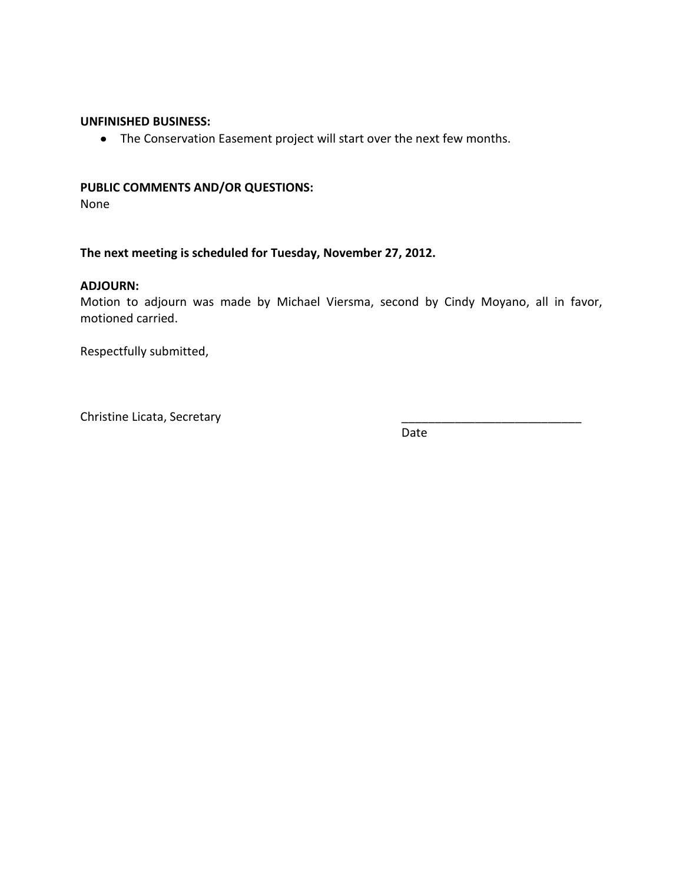**UNFINISHED BUSINESS:**

- The Conservation Easement project will start over the next few months.

**PUBLIC COMMENTS AND/OR QUESTIONS:**

None

**The next meeting is scheduled for Tuesday, November 27, 2012.**

**ADJOURN:**

Motion to adjourn was made by Michael Viersma, second by Cindy Moyano, all in favor, motioned carried.

Respectfully submitted,

Christine Licata, Secretary ____________________________

Date